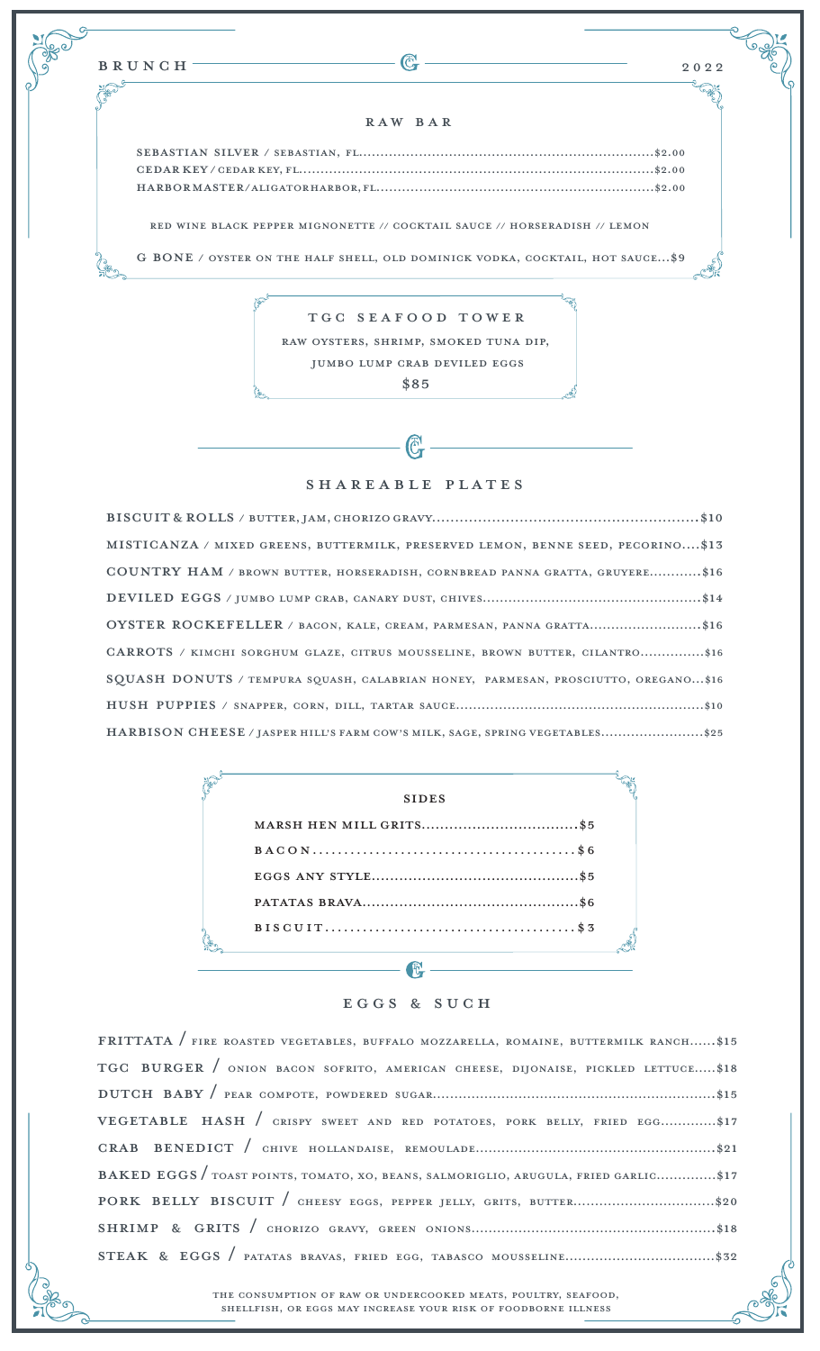BRUNCH — 2022

## RAW BAR

SEBASTIAN SILVER / SEBASTIAN, FL....$2.00
CEDAR KEY / CEDAR KEY, FL....$2.00
HARBORMASTER / ALIGATOR HARBOR, FL....$2.00

RED WINE BLACK PEPPER MIGNONETTE // COCKTAIL SAUCE // HORSERADISH // LEMON

G BONE / OYSTER ON THE HALF SHELL, OLD DOMINICK VODKA, COCKTAIL, HOT SAUCE...$9

## TGC SEAFOOD TOWER

RAW OYSTERS, SHRIMP, SMOKED TUNA DIP,
JUMBO LUMP CRAB DEVILED EGGS
$85

## SHAREABLE PLATES

**BISCUIT & ROLLS** / BUTTER, JAM, CHORIZO GRAVY....$10
**MISTICANZA** / MIXED GREENS, BUTTERMILK, PRESERVED LEMON, BENNE SEED, PECORINO....$13
**COUNTRY HAM** / BROWN BUTTER, HORSERADISH, CORNBREAD PANNA GRATTA, GRUYERE....$16
**DEVILED EGGS** / JUMBO LUMP CRAB, CANARY DUST, CHIVES....$14
**OYSTER ROCKEFELLER** / BACON, KALE, CREAM, PARMESAN, PANNA GRATTA....$16
**CARROTS** / KIMCHI SORGHUM GLAZE, CITRUS MOUSSELINE, BROWN BUTTER, CILANTRO....$16
**SQUASH DONUTS** / TEMPURA SQUASH, CALABRIAN HONEY, PARMESAN, PROSCIUTTO, OREGANO...$16
**HUSH PUPPIES** / SNAPPER, CORN, DILL, TARTAR SAUCE....$10
**HARBISON CHEESE** / JASPER HILL'S FARM COW'S MILK, SAGE, SPRING VEGETABLES....$25

## SIDES

MARSH HEN MILL GRITS....$5
BACON....$6
EGGS ANY STYLE....$5
PATATAS BRAVA....$6
BISCUIT....$3

## EGGS & SUCH

**FRITTATA** / FIRE ROASTED VEGETABLES, BUFFALO MOZZARELLA, ROMAINE, BUTTERMILK RANCH....$15
**TGC BURGER** / ONION BACON SOFRITO, AMERICAN CHEESE, DIJONAISE, PICKLED LETTUCE....$18
**DUTCH BABY** / PEAR COMPOTE, POWDERED SUGAR....$15
**VEGETABLE HASH** / CRISPY SWEET AND RED POTATOES, PORK BELLY, FRIED EGG....$17
**CRAB BENEDICT** / CHIVE HOLLANDAISE, REMOULADE....$21
**BAKED EGGS** / TOAST POINTS, TOMATO, XO, BEANS, SALMORIGLIO, ARUGULA, FRIED GARLIC....$17
**PORK BELLY BISCUIT** / CHEESY EGGS, PEPPER JELLY, GRITS, BUTTER....$20
**SHRIMP & GRITS** / CHORIZO GRAVY, GREEN ONIONS....$18
**STEAK & EGGS** / PATATAS BRAVAS, FRIED EGG, TABASCO MOUSSELINE....$32

THE CONSUMPTION OF RAW OR UNDERCOOKED MEATS, POULTRY, SEAFOOD, SHELLFISH, OR EGGS MAY INCREASE YOUR RISK OF FOODBORNE ILLNESS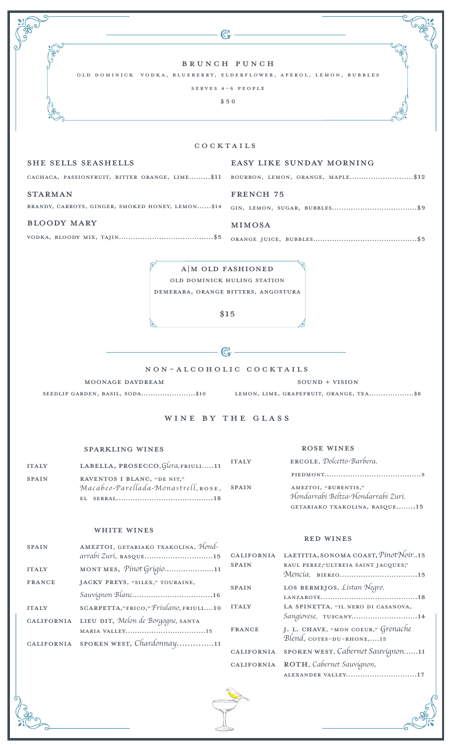## BRUNCH PUNCH

OLD DOMINICK VODKA, BLUEBERRY, ELDERFLOWER, APEROL, LEMON, BUBBLES

SERVES 4-6 PEOPLE

$50

## COCKTAILS

### SHE SELLS SEASHELLS

CACHACA, PASSIONFRUIT, BITTER ORANGE, LIME.........$11

### STARMAN

BRANDY, CARROTS, GINGER, SMOKED HONEY, LEMON......$14

### BLOODY MARY

VODKA, BLOODY MIX, TAJIN........................................$5

### EASY LIKE SUNDAY MORNING

BOURBON, LEMON, ORANGE, MAPLE...........................$12

### FRENCH 75

GIN, LEMON, SUGAR, BUBBLES....................................$9

### MIMOSA

ORANGE JUICE, BUBBLES............................................$5

### A|M OLD FASHIONED

OLD DOMINICK HULING STATION

DEMERARA, ORANGE BITTERS, ANGOSTURA

$15

## NON-ALCOHOLIC COCKTAILS

### MOONAGE DAYDREAM

SEEDLIP GARDEN, BASIL, SODA.......................$10

### SOUND + VISION

LEMON, LIME, GRAPEFRUIT, ORANGE, TEA...................$8

## WINE BY THE GLASS

### SPARKLING WINES

| | |
|---|---|
| ITALY | LABELLA, PROSECCO, *Glera*, FRIULI.....11 |
| SPAIN | RAVENTOS I BLANC, "DE NIT," *Macabeo-Parellada-Monastrell*, ROSE, EL SERRAL.........................................18 |

### ROSE WINES

| | |
|---|---|
| ITALY | ERCOLE, *Dolcetto-Barbera*, PIEDMONT.........................................9 |
| SPAIN | AMEZTOI, "RUBENTIS," *Hondarrabi Beltza-Hondarrabi Zuri*, GETARIAKO TXAKOLINA, BASQUE........15 |

### WHITE WINES

| | |
|---|---|
| SPAIN | AMEZTOI, GETARIAKO TXAKOLINA, *Hondarrabi Zuri*, BASQUE.............................15 |
| ITALY | MONT MES, *Pinot Grigio*.....................11 |
| FRANCE | JACKY PREYS, "SILEX," TOURAINE, *Sauvignon Blanc*..................................16 |
| ITALY | SCARPETTA, "FRICO," *Friulano*, FRIULI....10 |
| CALIFORNIA | LIEU DIT, *Melon de Borgogne*, SANTA MARIA VALLEY..................................15 |
| CALIFORNIA | SPOKEN WEST, *Chardonnay*..............11 |

### RED WINES

| | |
|---|---|
| CALIFORNIA | LAETITIA, SONOMA COAST, *Pinot Noir*..15 |
| SPAIN | RAUL PEREZ, "ULTREIA SAINT JACQUES," *Mencia*, BIERZO.................................15 |
| SPAIN | LOS BERMEJOS, *Listan Negro*, LANZAROTE.........................................18 |
| ITALY | LA SPINETTA, "IL NERO DI CASANOVA, *Sangiovese*, TUSCANY............................14 |
| FRANCE | J. L. CHAVE, "MON COEUR," *Grenache Blend*, COTES-DU-RHONE,....15 |
| CALIFORNIA | SPOKEN WEST, *Cabernet Sauvignon*......11 |
| CALIFORNIA | ROTH, *Cabernet Sauvignon*, ALEXANDER VALLEY.............................17 |